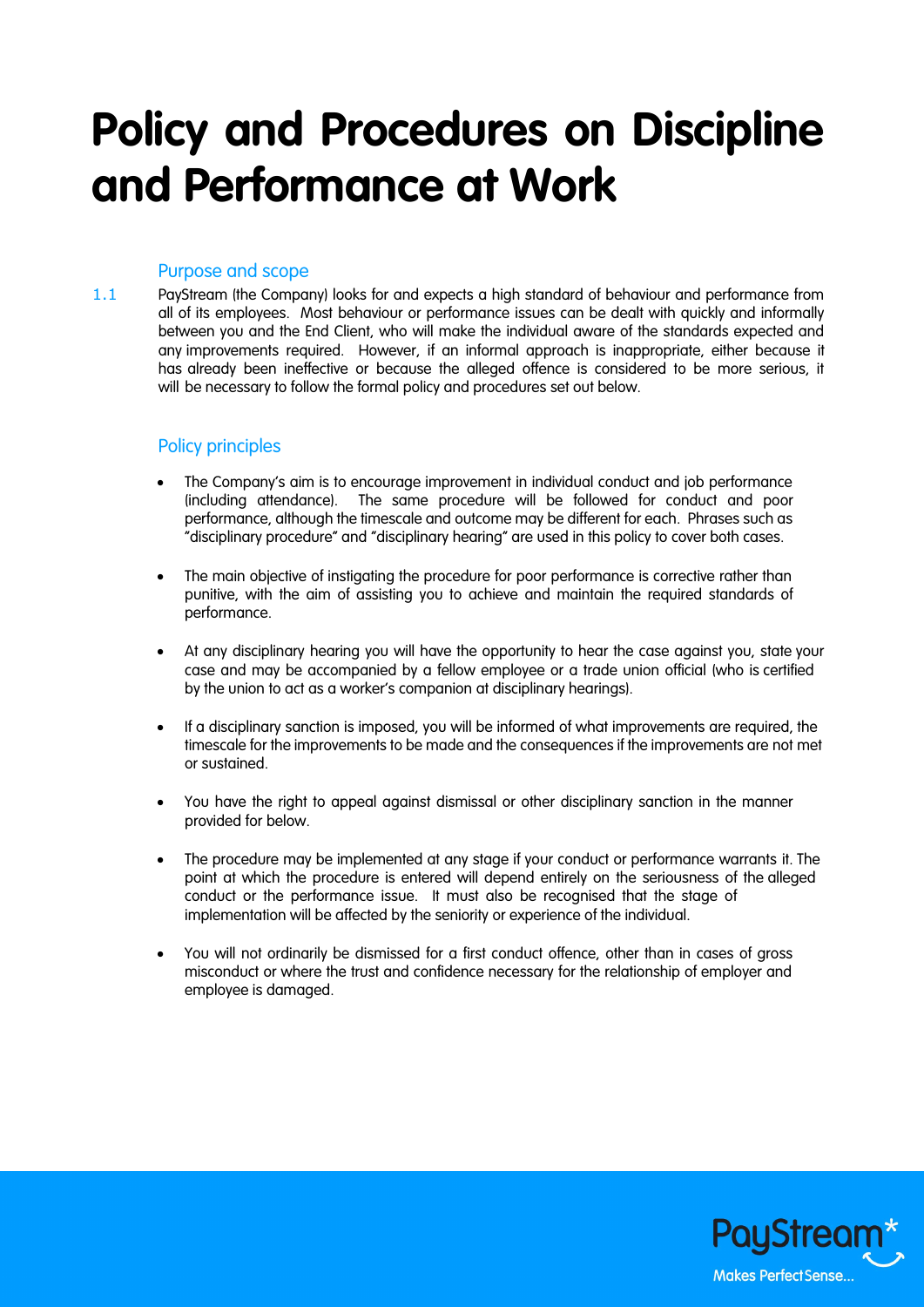# Policy and Procedures on Discipline and Performance at Work

## Purpose and scope

1.1 PayStream (the Company) looks for and expects a high standard of behaviour and performance from all of its employees. Most behaviour or performance issues can be dealt with quickly and informally between you and the End Client, who will make the individual aware of the standards expected and any improvements required. However, if an informal approach is inappropriate, either because it has already been ineffective or because the alleged offence is considered to be more serious, it will be necessary to follow the formal policy and procedures set out below.

## Policy principles

- The Company's aim is to encourage improvement in individual conduct and job performance (including attendance). The same procedure will be followed for conduct and poor performance, although the timescale and outcome may be different for each. Phrases such as "disciplinary procedure" and "disciplinary hearing" are used in this policy to cover both cases.

- The main objective of instigating the procedure for poor performance is corrective rather than punitive, with the aim of assisting you to achieve and maintain the required standards of performance.

- At any disciplinary hearing you will have the opportunity to hear the case against you, state your case and may be accompanied by a fellow employee or a trade union official (who is certified by the union to act as a worker's companion at disciplinary hearings).

- If a disciplinary sanction is imposed, you will be informed of what improvements are required, the timescale for the improvements to be made and the consequences if the improvements are not met or sustained.

- You have the right to appeal against dismissal or other disciplinary sanction in the manner provided for below.

- The procedure may be implemented at any stage if your conduct or performance warrants it. The point at which the procedure is entered will depend entirely on the seriousness of the alleged conduct or the performance issue. It must also be recognised that the stage of implementation will be affected by the seniority or experience of the individual.

- You will not ordinarily be dismissed for a first conduct offence, other than in cases of gross misconduct or where the trust and confidence necessary for the relationship of employer and employee is damaged.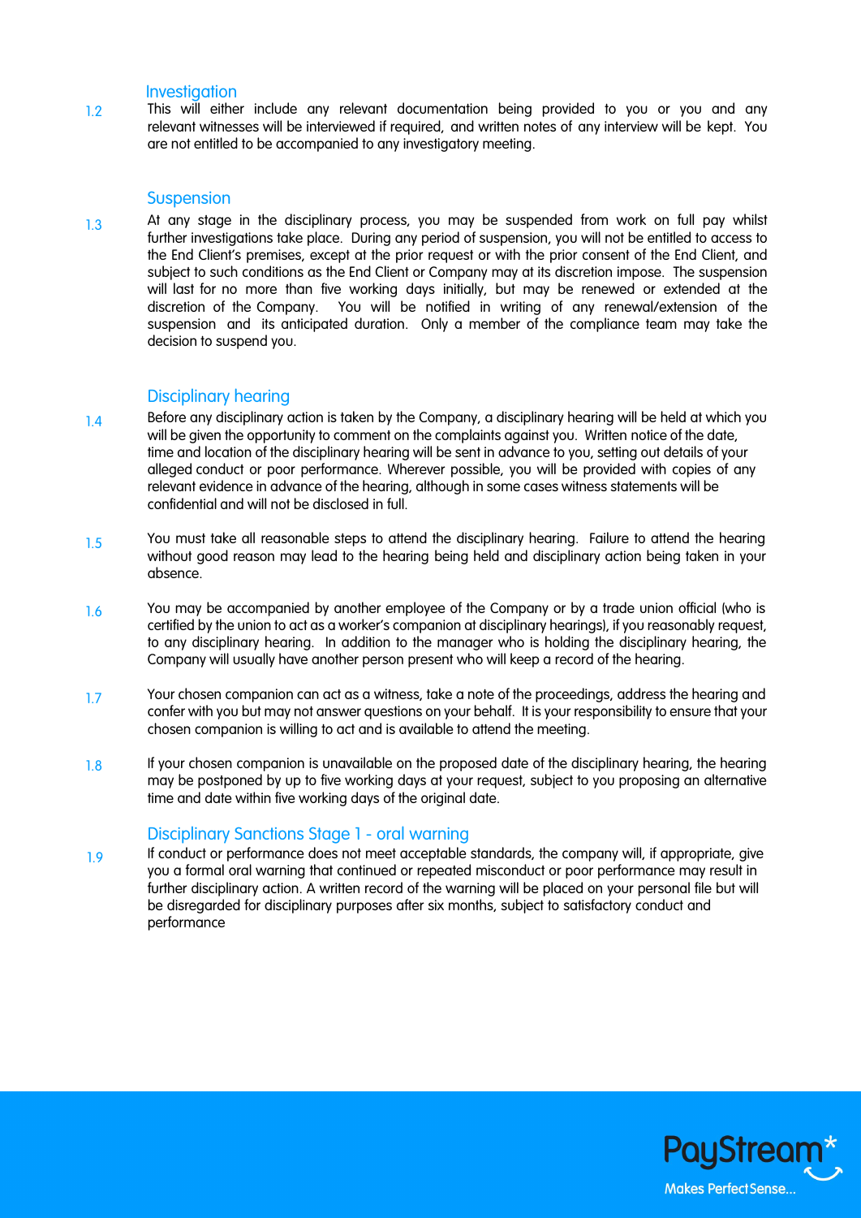### Investigation

1.2 This will either include any relevant documentation being provided to you or you and any relevant witnesses will be interviewed if required, and written notes of any interview will be kept. You are not entitled to be accompanied to any investigatory meeting.

### Suspension

1.3 At any stage in the disciplinary process, you may be suspended from work on full pay whilst further investigations take place. During any period of suspension, you will not be entitled to access to the End Client's premises, except at the prior request or with the prior consent of the End Client, and subject to such conditions as the End Client or Company may at its discretion impose. The suspension will last for no more than five working days initially, but may be renewed or extended at the discretion of the Company. You will be notified in writing of any renewal/extension of the suspension and its anticipated duration. Only a member of the compliance team may take the decision to suspend you.

### Disciplinary hearing

1.4 Before any disciplinary action is taken by the Company, a disciplinary hearing will be held at which you will be given the opportunity to comment on the complaints against you. Written notice of the date, time and location of the disciplinary hearing will be sent in advance to you, setting out details of your alleged conduct or poor performance. Wherever possible, you will be provided with copies of any relevant evidence in advance of the hearing, although in some cases witness statements will be confidential and will not be disclosed in full.

1.5 You must take all reasonable steps to attend the disciplinary hearing. Failure to attend the hearing without good reason may lead to the hearing being held and disciplinary action being taken in your absence.

1.6 You may be accompanied by another employee of the Company or by a trade union official (who is certified by the union to act as a worker's companion at disciplinary hearings), if you reasonably request, to any disciplinary hearing. In addition to the manager who is holding the disciplinary hearing, the Company will usually have another person present who will keep a record of the hearing.

1.7 Your chosen companion can act as a witness, take a note of the proceedings, address the hearing and confer with you but may not answer questions on your behalf. It is your responsibility to ensure that your chosen companion is willing to act and is available to attend the meeting.

1.8 If your chosen companion is unavailable on the proposed date of the disciplinary hearing, the hearing may be postponed by up to five working days at your request, subject to you proposing an alternative time and date within five working days of the original date.

### Disciplinary Sanctions Stage 1 - oral warning

1.9 If conduct or performance does not meet acceptable standards, the company will, if appropriate, give you a formal oral warning that continued or repeated misconduct or poor performance may result in further disciplinary action. A written record of the warning will be placed on your personal file but will be disregarded for disciplinary purposes after six months, subject to satisfactory conduct and performance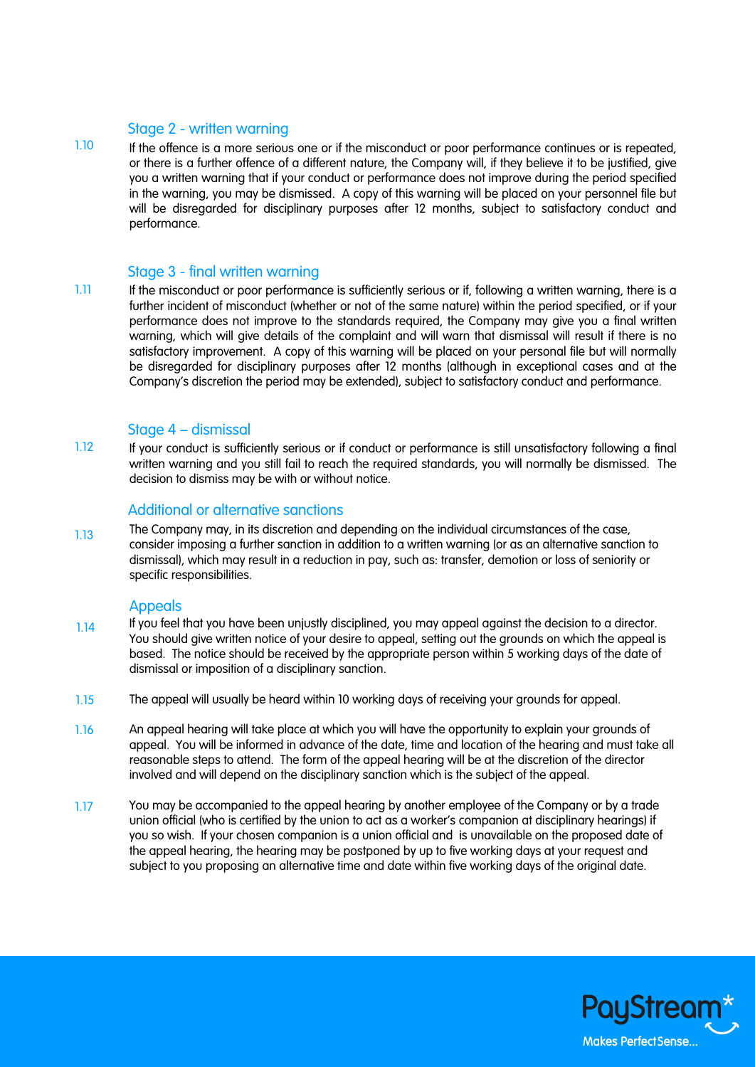### Stage 2 - written warning

1.10 If the offence is a more serious one or if the misconduct or poor performance continues or is repeated, or there is a further offence of a different nature, the Company will, if they believe it to be justified, give you a written warning that if your conduct or performance does not improve during the period specified in the warning, you may be dismissed. A copy of this warning will be placed on your personnel file but will be disregarded for disciplinary purposes after 12 months, subject to satisfactory conduct and performance.

### Stage 3 - final written warning

1.11 If the misconduct or poor performance is sufficiently serious or if, following a written warning, there is a further incident of misconduct (whether or not of the same nature) within the period specified, or if your performance does not improve to the standards required, the Company may give you a final written warning, which will give details of the complaint and will warn that dismissal will result if there is no satisfactory improvement. A copy of this warning will be placed on your personal file but will normally be disregarded for disciplinary purposes after 12 months (although in exceptional cases and at the Company's discretion the period may be extended), subject to satisfactory conduct and performance.

### Stage 4 – dismissal

1.12 If your conduct is sufficiently serious or if conduct or performance is still unsatisfactory following a final written warning and you still fail to reach the required standards, you will normally be dismissed. The decision to dismiss may be with or without notice.

### Additional or alternative sanctions

1.13 The Company may, in its discretion and depending on the individual circumstances of the case, consider imposing a further sanction in addition to a written warning (or as an alternative sanction to dismissal), which may result in a reduction in pay, such as: transfer, demotion or loss of seniority or specific responsibilities.

### Appeals

1.14 If you feel that you have been unjustly disciplined, you may appeal against the decision to a director. You should give written notice of your desire to appeal, setting out the grounds on which the appeal is based. The notice should be received by the appropriate person within 5 working days of the date of dismissal or imposition of a disciplinary sanction.

1.15 The appeal will usually be heard within 10 working days of receiving your grounds for appeal.

1.16 An appeal hearing will take place at which you will have the opportunity to explain your grounds of appeal. You will be informed in advance of the date, time and location of the hearing and must take all reasonable steps to attend. The form of the appeal hearing will be at the discretion of the director involved and will depend on the disciplinary sanction which is the subject of the appeal.

1.17 You may be accompanied to the appeal hearing by another employee of the Company or by a trade union official (who is certified by the union to act as a worker's companion at disciplinary hearings) if you so wish. If your chosen companion is a union official and is unavailable on the proposed date of the appeal hearing, the hearing may be postponed by up to five working days at your request and subject to you proposing an alternative time and date within five working days of the original date.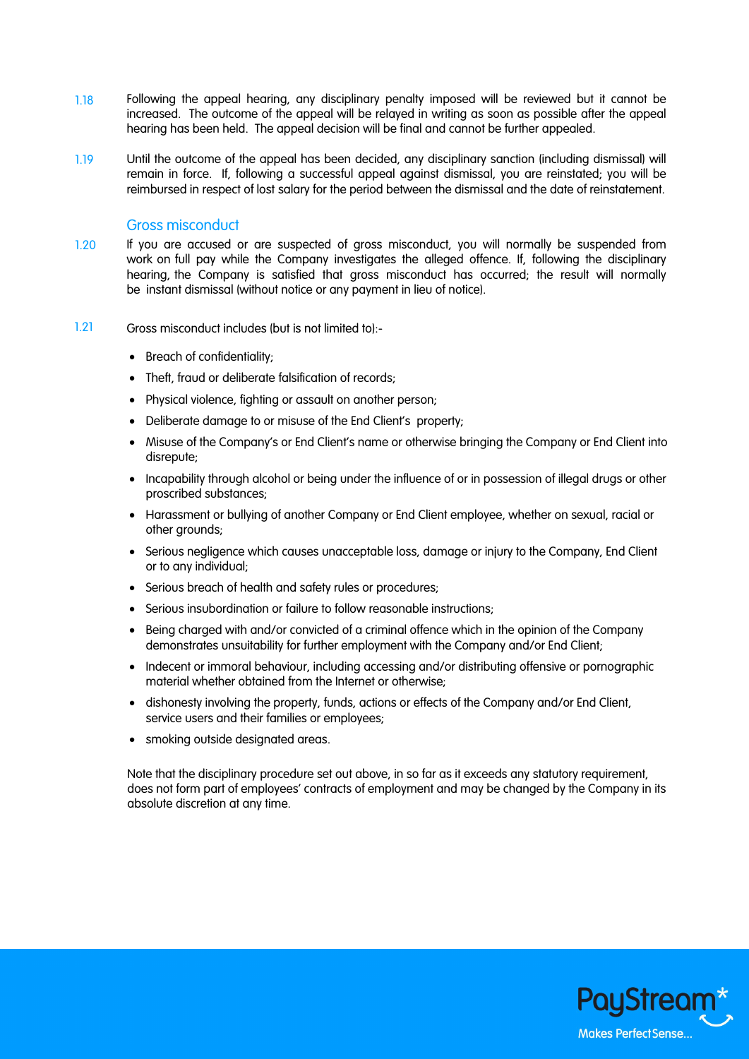1.18 Following the appeal hearing, any disciplinary penalty imposed will be reviewed but it cannot be increased. The outcome of the appeal will be relayed in writing as soon as possible after the appeal hearing has been held. The appeal decision will be final and cannot be further appealed.

1.19 Until the outcome of the appeal has been decided, any disciplinary sanction (including dismissal) will remain in force. If, following a successful appeal against dismissal, you are reinstated; you will be reimbursed in respect of lost salary for the period between the dismissal and the date of reinstatement.

## Gross misconduct

1.20 If you are accused or are suspected of gross misconduct, you will normally be suspended from work on full pay while the Company investigates the alleged offence. If, following the disciplinary hearing, the Company is satisfied that gross misconduct has occurred; the result will normally be instant dismissal (without notice or any payment in lieu of notice).

1.21 Gross misconduct includes (but is not limited to):-

- Breach of confidentiality;
- Theft, fraud or deliberate falsification of records;
- Physical violence, fighting or assault on another person;
- Deliberate damage to or misuse of the End Client's property;
- Misuse of the Company's or End Client's name or otherwise bringing the Company or End Client into disrepute;
- Incapability through alcohol or being under the influence of or in possession of illegal drugs or other proscribed substances;
- Harassment or bullying of another Company or End Client employee, whether on sexual, racial or other grounds;
- Serious negligence which causes unacceptable loss, damage or injury to the Company, End Client or to any individual;
- Serious breach of health and safety rules or procedures;
- Serious insubordination or failure to follow reasonable instructions;
- Being charged with and/or convicted of a criminal offence which in the opinion of the Company demonstrates unsuitability for further employment with the Company and/or End Client;
- Indecent or immoral behaviour, including accessing and/or distributing offensive or pornographic material whether obtained from the Internet or otherwise;
- dishonesty involving the property, funds, actions or effects of the Company and/or End Client, service users and their families or employees;
- smoking outside designated areas.

Note that the disciplinary procedure set out above, in so far as it exceeds any statutory requirement, does not form part of employees' contracts of employment and may be changed by the Company in its absolute discretion at any time.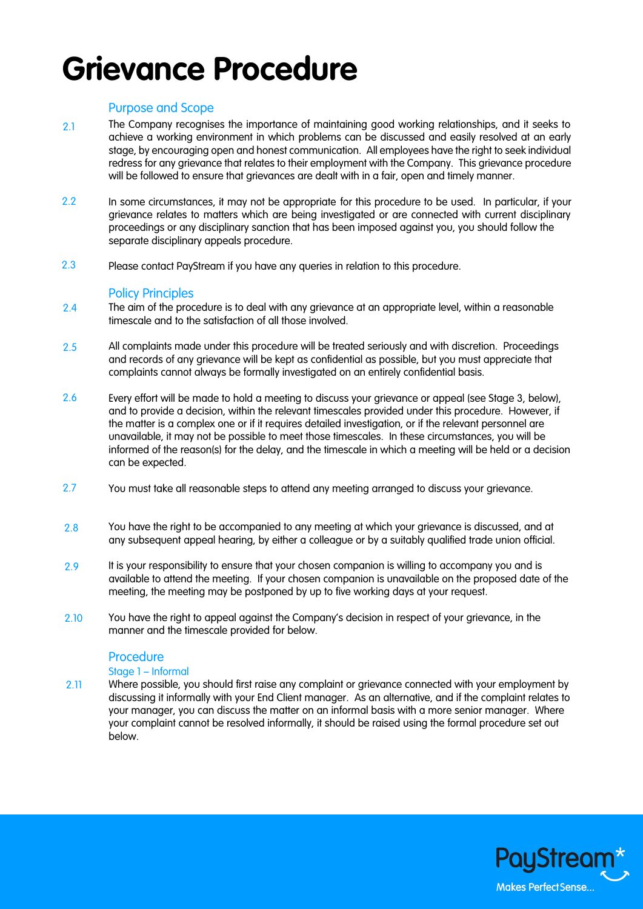# Grievance Procedure

## Purpose and Scope

2.1 The Company recognises the importance of maintaining good working relationships, and it seeks to achieve a working environment in which problems can be discussed and easily resolved at an early stage, by encouraging open and honest communication. All employees have the right to seek individual redress for any grievance that relates to their employment with the Company. This grievance procedure will be followed to ensure that grievances are dealt with in a fair, open and timely manner.

2.2 In some circumstances, it may not be appropriate for this procedure to be used. In particular, if your grievance relates to matters which are being investigated or are connected with current disciplinary proceedings or any disciplinary sanction that has been imposed against you, you should follow the separate disciplinary appeals procedure.

2.3 Please contact PayStream if you have any queries in relation to this procedure.

## Policy Principles

2.4 The aim of the procedure is to deal with any grievance at an appropriate level, within a reasonable timescale and to the satisfaction of all those involved.

2.5 All complaints made under this procedure will be treated seriously and with discretion. Proceedings and records of any grievance will be kept as confidential as possible, but you must appreciate that complaints cannot always be formally investigated on an entirely confidential basis.

2.6 Every effort will be made to hold a meeting to discuss your grievance or appeal (see Stage 3, below), and to provide a decision, within the relevant timescales provided under this procedure. However, if the matter is a complex one or if it requires detailed investigation, or if the relevant personnel are unavailable, it may not be possible to meet those timescales. In these circumstances, you will be informed of the reason(s) for the delay, and the timescale in which a meeting will be held or a decision can be expected.

2.7 You must take all reasonable steps to attend any meeting arranged to discuss your grievance.

2.8 You have the right to be accompanied to any meeting at which your grievance is discussed, and at any subsequent appeal hearing, by either a colleague or by a suitably qualified trade union official.

2.9 It is your responsibility to ensure that your chosen companion is willing to accompany you and is available to attend the meeting. If your chosen companion is unavailable on the proposed date of the meeting, the meeting may be postponed by up to five working days at your request.

2.10 You have the right to appeal against the Company's decision in respect of your grievance, in the manner and the timescale provided for below.

## Procedure

### Stage 1 – Informal

2.11 Where possible, you should first raise any complaint or grievance connected with your employment by discussing it informally with your End Client manager. As an alternative, and if the complaint relates to your manager, you can discuss the matter on an informal basis with a more senior manager. Where your complaint cannot be resolved informally, it should be raised using the formal procedure set out below.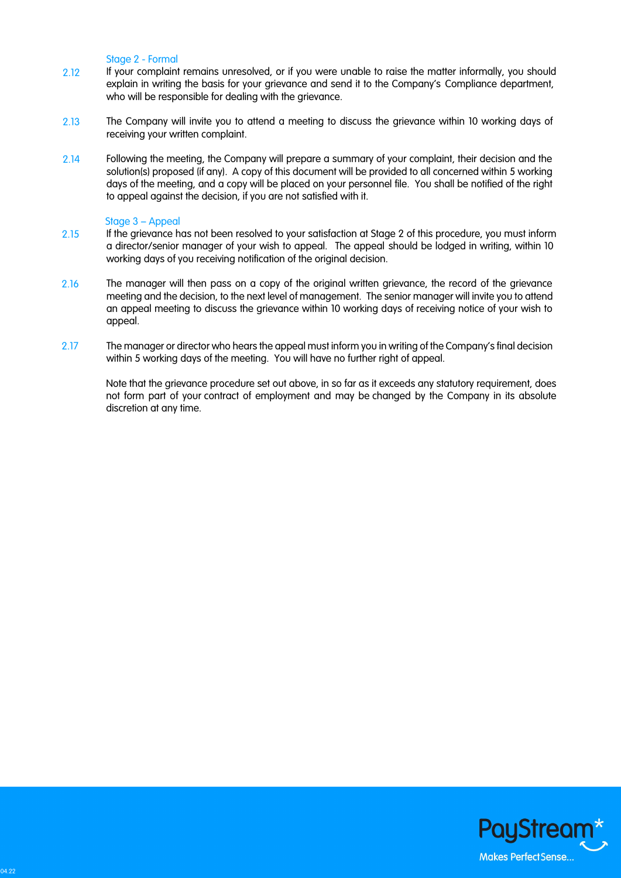### Stage 2 - Formal

2.12 If your complaint remains unresolved, or if you were unable to raise the matter informally, you should explain in writing the basis for your grievance and send it to the Company's Compliance department, who will be responsible for dealing with the grievance.

2.13 The Company will invite you to attend a meeting to discuss the grievance within 10 working days of receiving your written complaint.

2.14 Following the meeting, the Company will prepare a summary of your complaint, their decision and the solution(s) proposed (if any). A copy of this document will be provided to all concerned within 5 working days of the meeting, and a copy will be placed on your personnel file. You shall be notified of the right to appeal against the decision, if you are not satisfied with it.

### Stage 3 – Appeal

2.15 If the grievance has not been resolved to your satisfaction at Stage 2 of this procedure, you must inform a director/senior manager of your wish to appeal. The appeal should be lodged in writing, within 10 working days of you receiving notification of the original decision.

2.16 The manager will then pass on a copy of the original written grievance, the record of the grievance meeting and the decision, to the next level of management. The senior manager will invite you to attend an appeal meeting to discuss the grievance within 10 working days of receiving notice of your wish to appeal.

2.17 The manager or director who hears the appeal must inform you in writing of the Company's final decision within 5 working days of the meeting. You will have no further right of appeal.

Note that the grievance procedure set out above, in so far as it exceeds any statutory requirement, does not form part of your contract of employment and may be changed by the Company in its absolute discretion at any time.